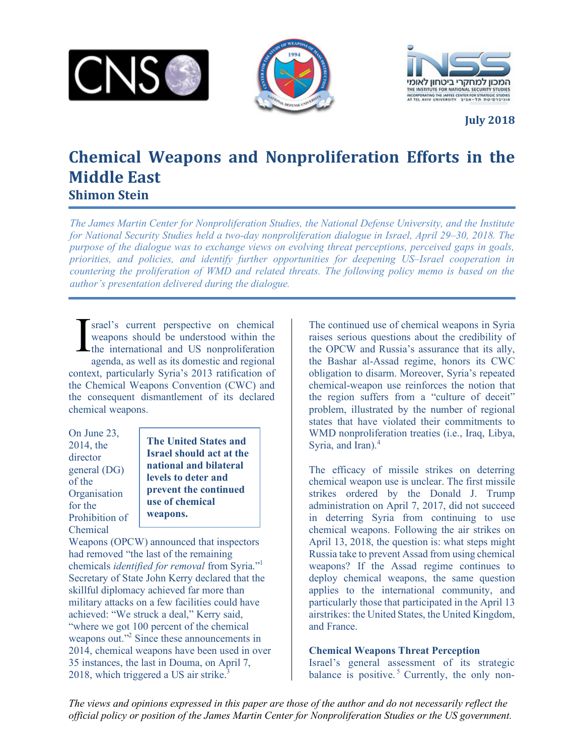July 2018

# Chemical Weapons and Nonproliferation Efforts in the Middle East

## Shimon Stein

*The James Martin Center for Nonproliferation Studies, the National Defense University, and the Institute for National Security Studies held a two-day nonproliferation dialogue in Israel, April 29–30, 2018. The purpose of the dialogue was to exchange views on evolving threat perceptions, perceived gaps in goals, priorities, and policies, and identify further opportunities for deepening US–Israel cooperation in countering the proliferation of WMD and related threats. The following policy memo is based on the author's presentation delivered during the dialogue.*

Israel's current perspective on chemical weapons should be understood within the the international and US nonproliferation agenda, as well as its domestic and regional context, particularly Syria's 2013 ratification of the Chemical Weapons Convention (CWC) and the consequent dismantlement of its declared chemical weapons.

**The United States and Israel should act at the national and bilateral levels to deter and prevent the continued use of chemical weapons.**

On June 23, 2014, the director general (DG) of the Organisation for the Prohibition of Chemical Weapons (OPCW) announced that inspectors had removed "the last of the remaining chemicals *identified for removal* from Syria."[1] Secretary of State John Kerry declared that the skillful diplomacy achieved far more than military attacks on a few facilities could have achieved: "We struck a deal," Kerry said, "where we got 100 percent of the chemical weapons out."[2] Since these announcements in 2014, chemical weapons have been used in over 35 instances, the last in Douma, on April 7, 2018, which triggered a US air strike.[3]

The continued use of chemical weapons in Syria raises serious questions about the credibility of the OPCW and Russia's assurance that its ally, the Bashar al-Assad regime, honors its CWC obligation to disarm. Moreover, Syria's repeated chemical-weapon use reinforces the notion that the region suffers from a "culture of deceit" problem, illustrated by the number of regional states that have violated their commitments to WMD nonproliferation treaties (i.e., Iraq, Libya, Syria, and Iran).[4]

The efficacy of missile strikes on deterring chemical weapon use is unclear. The first missile strikes ordered by the Donald J. Trump administration on April 7, 2017, did not succeed in deterring Syria from continuing to use chemical weapons. Following the air strikes on April 13, 2018, the question is: what steps might Russia take to prevent Assad from using chemical weapons? If the Assad regime continues to deploy chemical weapons, the same question applies to the international community, and particularly those that participated in the April 13 airstrikes: the United States, the United Kingdom, and France.

### Chemical Weapons Threat Perception

Israel's general assessment of its strategic balance is positive.[5] Currently, the only non-

*The views and opinions expressed in this paper are those of the author and do not necessarily reflect the official policy or position of the James Martin Center for Nonproliferation Studies or the US government.*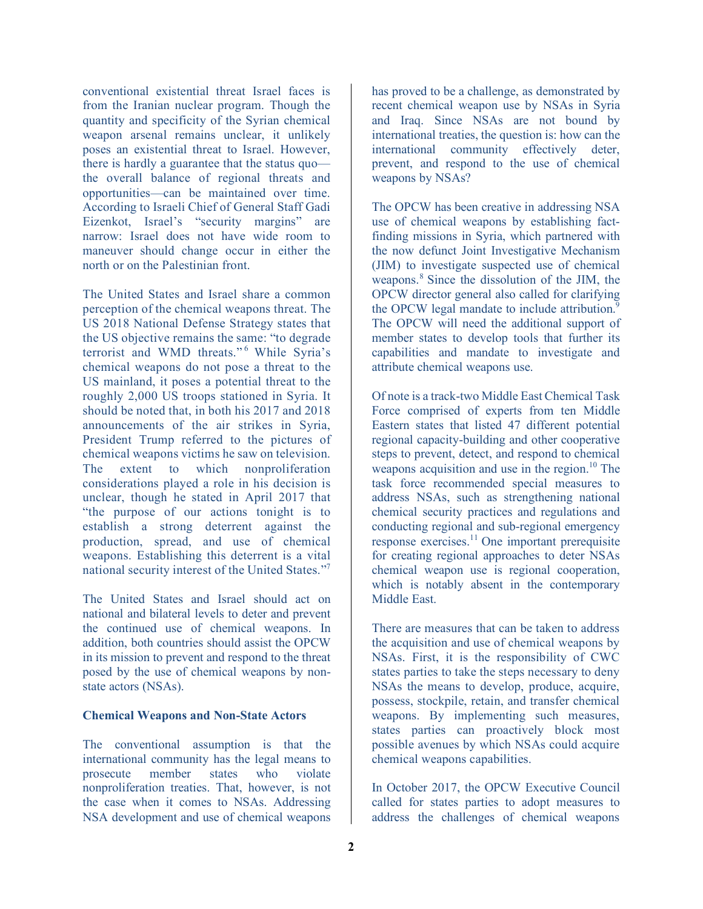conventional existential threat Israel faces is from the Iranian nuclear program. Though the quantity and specificity of the Syrian chemical weapon arsenal remains unclear, it unlikely poses an existential threat to Israel. However, there is hardly a guarantee that the status quo—the overall balance of regional threats and opportunities—can be maintained over time. According to Israeli Chief of General Staff Gadi Eizenkot, Israel's "security margins" are narrow: Israel does not have wide room to maneuver should change occur in either the north or on the Palestinian front.

The United States and Israel share a common perception of the chemical weapons threat. The US 2018 National Defense Strategy states that the US objective remains the same: "to degrade terrorist and WMD threats."[6] While Syria's chemical weapons do not pose a threat to the US mainland, it poses a potential threat to the roughly 2,000 US troops stationed in Syria. It should be noted that, in both his 2017 and 2018 announcements of the air strikes in Syria, President Trump referred to the pictures of chemical weapons victims he saw on television. The extent to which nonproliferation considerations played a role in his decision is unclear, though he stated in April 2017 that "the purpose of our actions tonight is to establish a strong deterrent against the production, spread, and use of chemical weapons. Establishing this deterrent is a vital national security interest of the United States."[7]

The United States and Israel should act on national and bilateral levels to deter and prevent the continued use of chemical weapons. In addition, both countries should assist the OPCW in its mission to prevent and respond to the threat posed by the use of chemical weapons by non-state actors (NSAs).

**Chemical Weapons and Non-State Actors**

The conventional assumption is that the international community has the legal means to prosecute member states who violate nonproliferation treaties. That, however, is not the case when it comes to NSAs. Addressing NSA development and use of chemical weapons has proved to be a challenge, as demonstrated by recent chemical weapon use by NSAs in Syria and Iraq. Since NSAs are not bound by international treaties, the question is: how can the international community effectively deter, prevent, and respond to the use of chemical weapons by NSAs?

The OPCW has been creative in addressing NSA use of chemical weapons by establishing fact-finding missions in Syria, which partnered with the now defunct Joint Investigative Mechanism (JIM) to investigate suspected use of chemical weapons.[8] Since the dissolution of the JIM, the OPCW director general also called for clarifying the OPCW legal mandate to include attribution.[9] The OPCW will need the additional support of member states to develop tools that further its capabilities and mandate to investigate and attribute chemical weapons use.

Of note is a track-two Middle East Chemical Task Force comprised of experts from ten Middle Eastern states that listed 47 different potential regional capacity-building and other cooperative steps to prevent, detect, and respond to chemical weapons acquisition and use in the region.[10] The task force recommended special measures to address NSAs, such as strengthening national chemical security practices and regulations and conducting regional and sub-regional emergency response exercises.[11] One important prerequisite for creating regional approaches to deter NSAs chemical weapon use is regional cooperation, which is notably absent in the contemporary Middle East.

There are measures that can be taken to address the acquisition and use of chemical weapons by NSAs. First, it is the responsibility of CWC states parties to take the steps necessary to deny NSAs the means to develop, produce, acquire, possess, stockpile, retain, and transfer chemical weapons. By implementing such measures, states parties can proactively block most possible avenues by which NSAs could acquire chemical weapons capabilities.

In October 2017, the OPCW Executive Council called for states parties to adopt measures to address the challenges of chemical weapons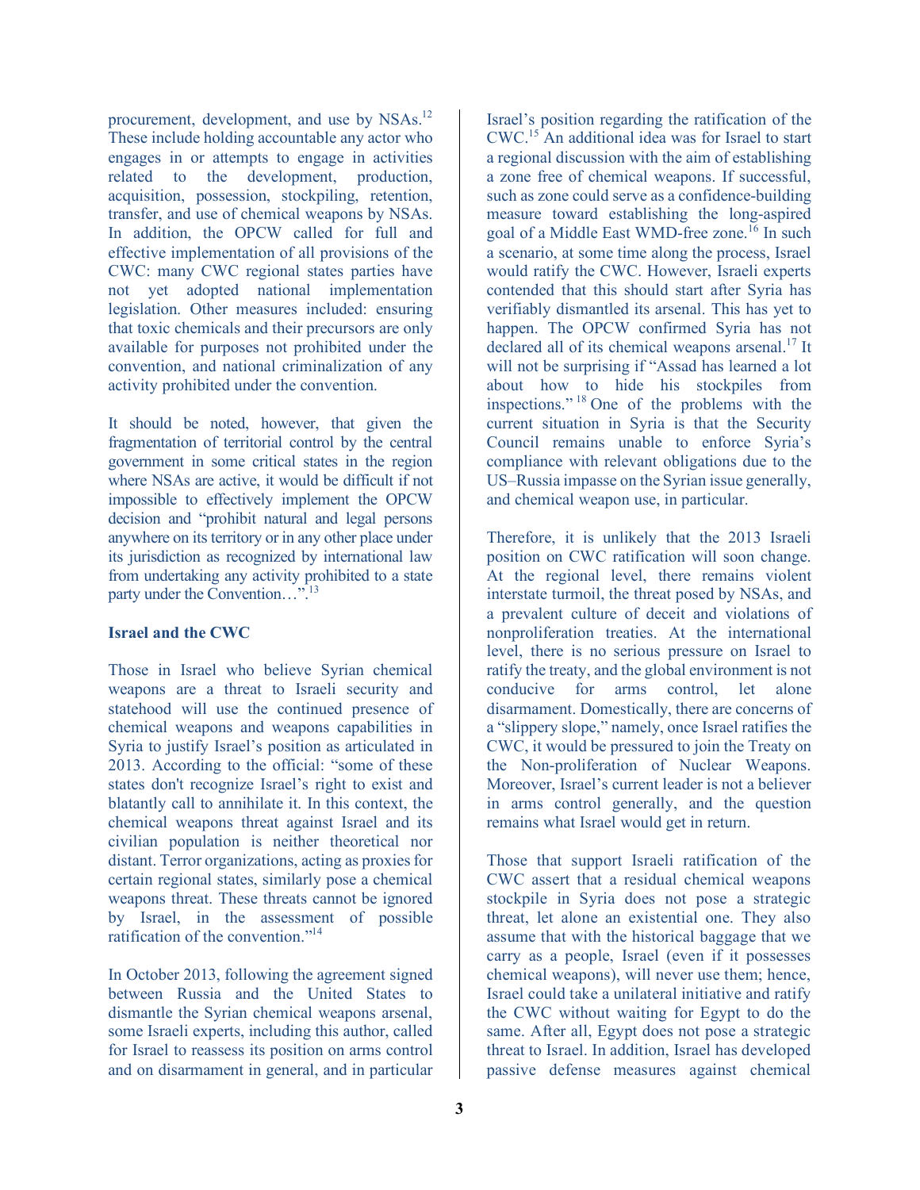procurement, development, and use by NSAs.[12] These include holding accountable any actor who engages in or attempts to engage in activities related to the development, production, acquisition, possession, stockpiling, retention, transfer, and use of chemical weapons by NSAs. In addition, the OPCW called for full and effective implementation of all provisions of the CWC: many CWC regional states parties have not yet adopted national implementation legislation. Other measures included: ensuring that toxic chemicals and their precursors are only available for purposes not prohibited under the convention, and national criminalization of any activity prohibited under the convention.

It should be noted, however, that given the fragmentation of territorial control by the central government in some critical states in the region where NSAs are active, it would be difficult if not impossible to effectively implement the OPCW decision and "prohibit natural and legal persons anywhere on its territory or in any other place under its jurisdiction as recognized by international law from undertaking any activity prohibited to a state party under the Convention…".[13]

**Israel and the CWC**

Those in Israel who believe Syrian chemical weapons are a threat to Israeli security and statehood will use the continued presence of chemical weapons and weapons capabilities in Syria to justify Israel's position as articulated in 2013. According to the official: "some of these states don't recognize Israel's right to exist and blatantly call to annihilate it. In this context, the chemical weapons threat against Israel and its civilian population is neither theoretical nor distant. Terror organizations, acting as proxies for certain regional states, similarly pose a chemical weapons threat. These threats cannot be ignored by Israel, in the assessment of possible ratification of the convention."[14]

In October 2013, following the agreement signed between Russia and the United States to dismantle the Syrian chemical weapons arsenal, some Israeli experts, including this author, called for Israel to reassess its position on arms control and on disarmament in general, and in particular Israel's position regarding the ratification of the CWC.[15] An additional idea was for Israel to start a regional discussion with the aim of establishing a zone free of chemical weapons. If successful, such as zone could serve as a confidence-building measure toward establishing the long-aspired goal of a Middle East WMD-free zone.[16] In such a scenario, at some time along the process, Israel would ratify the CWC. However, Israeli experts contended that this should start after Syria has verifiably dismantled its arsenal. This has yet to happen. The OPCW confirmed Syria has not declared all of its chemical weapons arsenal.[17] It will not be surprising if "Assad has learned a lot about how to hide his stockpiles from inspections." [18] One of the problems with the current situation in Syria is that the Security Council remains unable to enforce Syria's compliance with relevant obligations due to the US–Russia impasse on the Syrian issue generally, and chemical weapon use, in particular.

Therefore, it is unlikely that the 2013 Israeli position on CWC ratification will soon change. At the regional level, there remains violent interstate turmoil, the threat posed by NSAs, and a prevalent culture of deceit and violations of nonproliferation treaties. At the international level, there is no serious pressure on Israel to ratify the treaty, and the global environment is not conducive for arms control, let alone disarmament. Domestically, there are concerns of a "slippery slope," namely, once Israel ratifies the CWC, it would be pressured to join the Treaty on the Non-proliferation of Nuclear Weapons. Moreover, Israel's current leader is not a believer in arms control generally, and the question remains what Israel would get in return.

Those that support Israeli ratification of the CWC assert that a residual chemical weapons stockpile in Syria does not pose a strategic threat, let alone an existential one. They also assume that with the historical baggage that we carry as a people, Israel (even if it possesses chemical weapons), will never use them; hence, Israel could take a unilateral initiative and ratify the CWC without waiting for Egypt to do the same. After all, Egypt does not pose a strategic threat to Israel. In addition, Israel has developed passive defense measures against chemical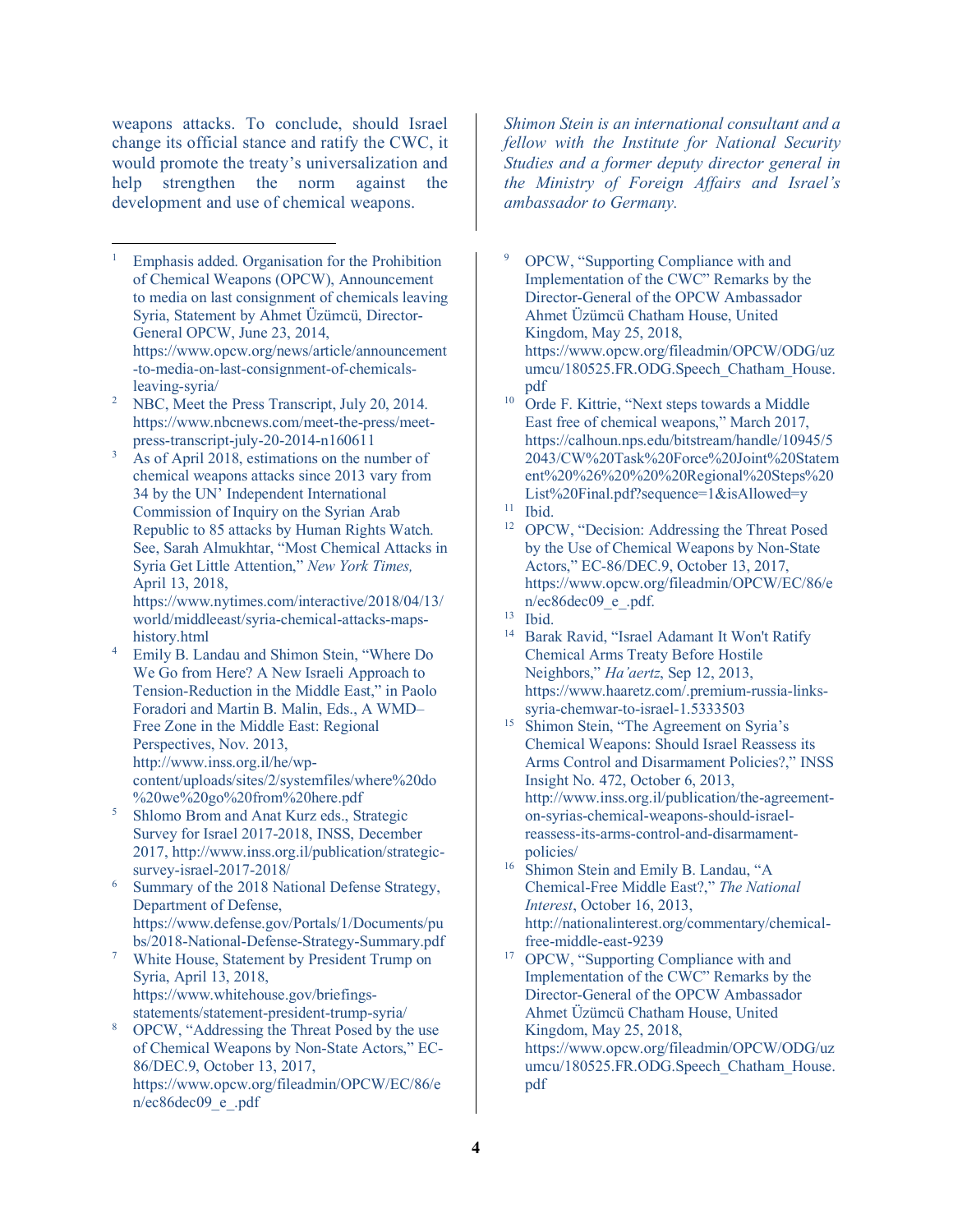weapons attacks. To conclude, should Israel change its official stance and ratify the CWC, it would promote the treaty's universalization and help strengthen the norm against the development and use of chemical weapons.

*Shimon Stein is an international consultant and a fellow with the Institute for National Security Studies and a former deputy director general in the Ministry of Foreign Affairs and Israel's ambassador to Germany.*

---

1. Emphasis added. Organisation for the Prohibition of Chemical Weapons (OPCW), Announcement to media on last consignment of chemicals leaving Syria, Statement by Ahmet Üzümcü, Director-General OPCW, June 23, 2014, https://www.opcw.org/news/article/announcement-to-media-on-last-consignment-of-chemicals-leaving-syria/
2. NBC, Meet the Press Transcript, July 20, 2014. https://www.nbcnews.com/meet-the-press/meet-press-transcript-july-20-2014-n160611
3. As of April 2018, estimations on the number of chemical weapons attacks since 2013 vary from 34 by the UN' Independent International Commission of Inquiry on the Syrian Arab Republic to 85 attacks by Human Rights Watch. See, Sarah Almukhtar, "Most Chemical Attacks in Syria Get Little Attention," *New York Times,* April 13, 2018, https://www.nytimes.com/interactive/2018/04/13/world/middleeast/syria-chemical-attacks-maps-history.html
4. Emily B. Landau and Shimon Stein, "Where Do We Go from Here? A New Israeli Approach to Tension-Reduction in the Middle East," in Paolo Foradori and Martin B. Malin, Eds., A WMD–Free Zone in the Middle East: Regional Perspectives, Nov. 2013, http://www.inss.org.il/he/wp-content/uploads/sites/2/systemfiles/where%20do%20we%20go%20from%20here.pdf
5. Shlomo Brom and Anat Kurz eds., Strategic Survey for Israel 2017-2018, INSS, December 2017, http://www.inss.org.il/publication/strategic-survey-israel-2017-2018/
6. Summary of the 2018 National Defense Strategy, Department of Defense, https://www.defense.gov/Portals/1/Documents/pubs/2018-National-Defense-Strategy-Summary.pdf
7. White House, Statement by President Trump on Syria, April 13, 2018, https://www.whitehouse.gov/briefings-statements/statement-president-trump-syria/
8. OPCW, "Addressing the Threat Posed by the use of Chemical Weapons by Non-State Actors," EC-86/DEC.9, October 13, 2017, https://www.opcw.org/fileadmin/OPCW/EC/86/en/ec86dec09_e_.pdf
9. OPCW, "Supporting Compliance with and Implementation of the CWC" Remarks by the Director-General of the OPCW Ambassador Ahmet Üzümcü Chatham House, United Kingdom, May 25, 2018, https://www.opcw.org/fileadmin/OPCW/ODG/uzumcu/180525.FR.ODG.Speech_Chatham_House.pdf
10. Orde F. Kittrie, "Next steps towards a Middle East free of chemical weapons," March 2017, https://calhoun.nps.edu/bitstream/handle/10945/52043/CW%20Task%20Force%20Joint%20Statement%20%26%20%20%20Regional%20Steps%20List%20Final.pdf?sequence=1&isAllowed=y
11. Ibid.
12. OPCW, "Decision: Addressing the Threat Posed by the Use of Chemical Weapons by Non-State Actors," EC-86/DEC.9, October 13, 2017, https://www.opcw.org/fileadmin/OPCW/EC/86/en/ec86dec09_e_.pdf.
13. Ibid.
14. Barak Ravid, "Israel Adamant It Won't Ratify Chemical Arms Treaty Before Hostile Neighbors," *Ha'aertz*, Sep 12, 2013, https://www.haaretz.com/.premium-russia-links-syria-chemwar-to-israel-1.5333503
15. Shimon Stein, "The Agreement on Syria's Chemical Weapons: Should Israel Reassess its Arms Control and Disarmament Policies?," INSS Insight No. 472, October 6, 2013, http://www.inss.org.il/publication/the-agreement-on-syrias-chemical-weapons-should-israel-reassess-its-arms-control-and-disarmament-policies/
16. Shimon Stein and Emily B. Landau, "A Chemical-Free Middle East?," *The National Interest*, October 16, 2013, http://nationalinterest.org/commentary/chemical-free-middle-east-9239
17. OPCW, "Supporting Compliance with and Implementation of the CWC" Remarks by the Director-General of the OPCW Ambassador Ahmet Üzümcü Chatham House, United Kingdom, May 25, 2018, https://www.opcw.org/fileadmin/OPCW/ODG/uzumcu/180525.FR.ODG.Speech_Chatham_House.pdf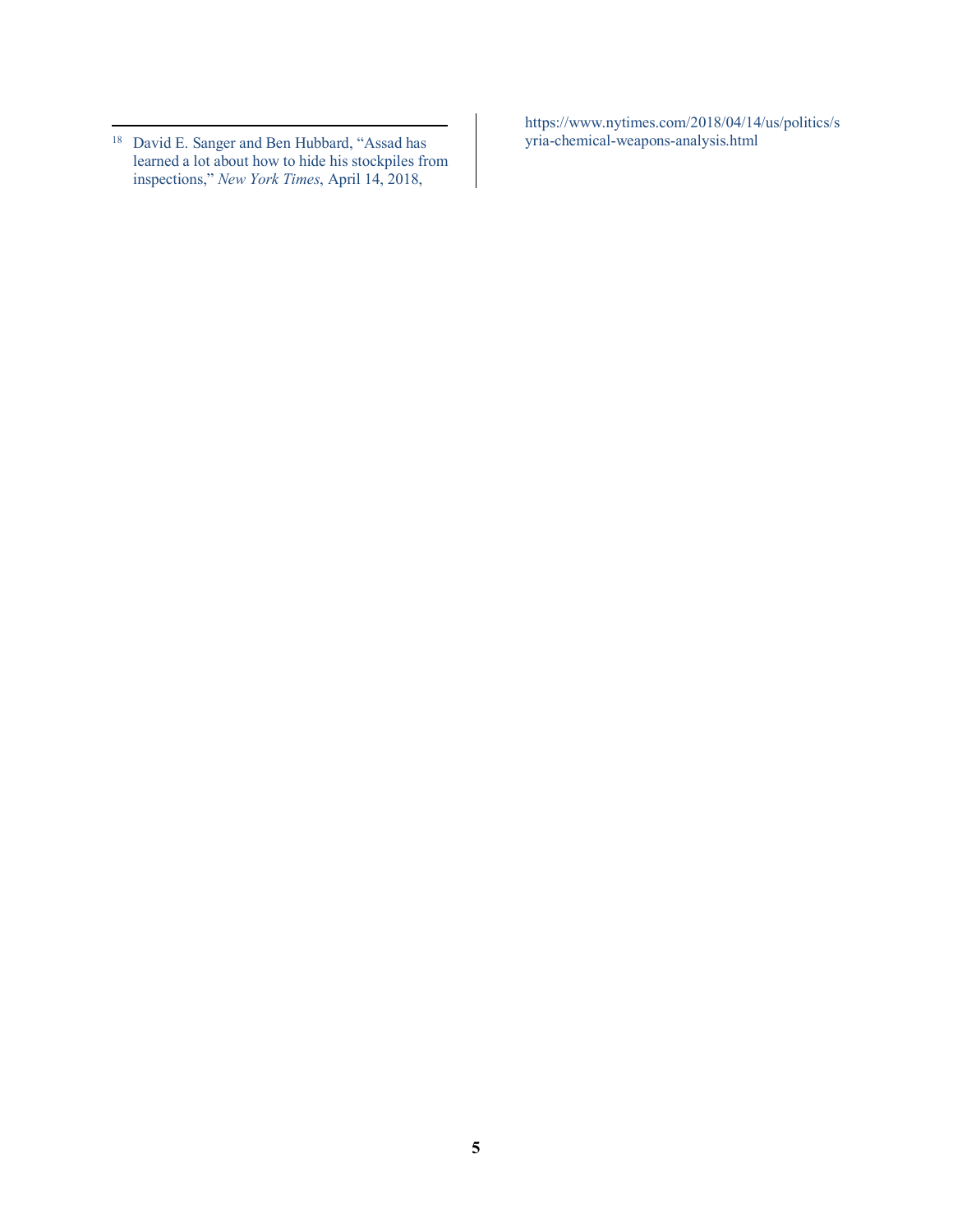[18] David E. Sanger and Ben Hubbard, "Assad has learned a lot about how to hide his stockpiles from inspections," *New York Times*, April 14, 2018, https://www.nytimes.com/2018/04/14/us/politics/syria-chemical-weapons-analysis.html